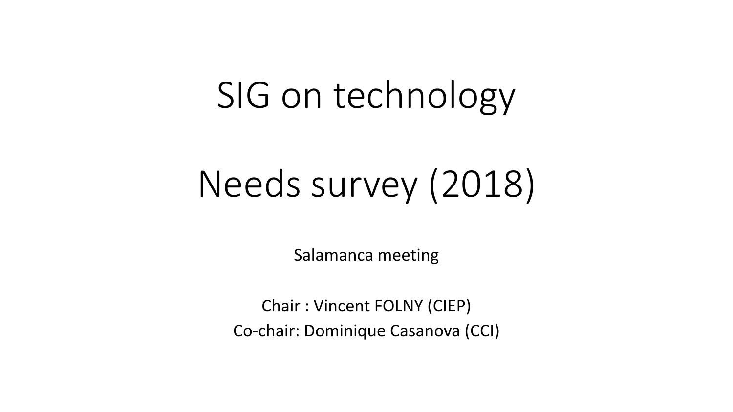# SIG on technology

# Needs survey (2018)

Salamanca meeting

Chair : Vincent FOLNY (CIEP)
Co-chair: Dominique Casanova (CCI)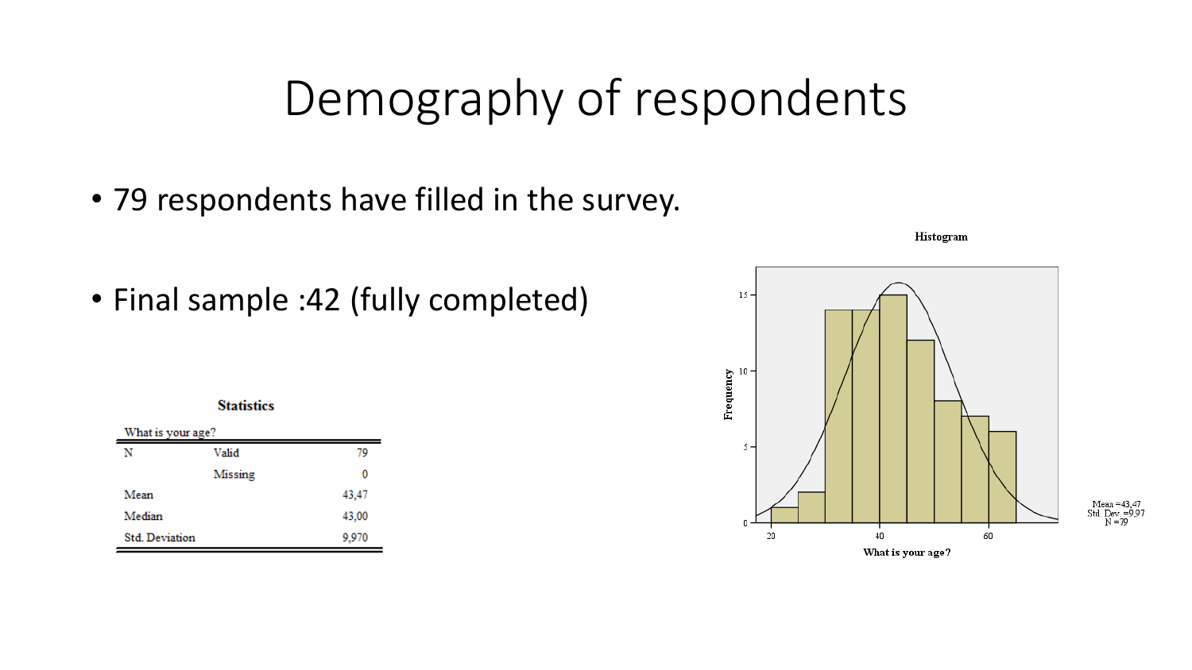# Demography of respondents

- 79 respondents have filled in the survey.
- Final sample :42 (fully completed)

**Statistics**

What is your age?

| | | |
|---|---|---|
| N | Valid | 79 |
| | Missing | 0 |
| Mean | | 43,47 |
| Median | | 43,00 |
| Std. Deviation | | 9,970 |

Histogram

Mean =43,47
Std. Dev. =9,97
N =79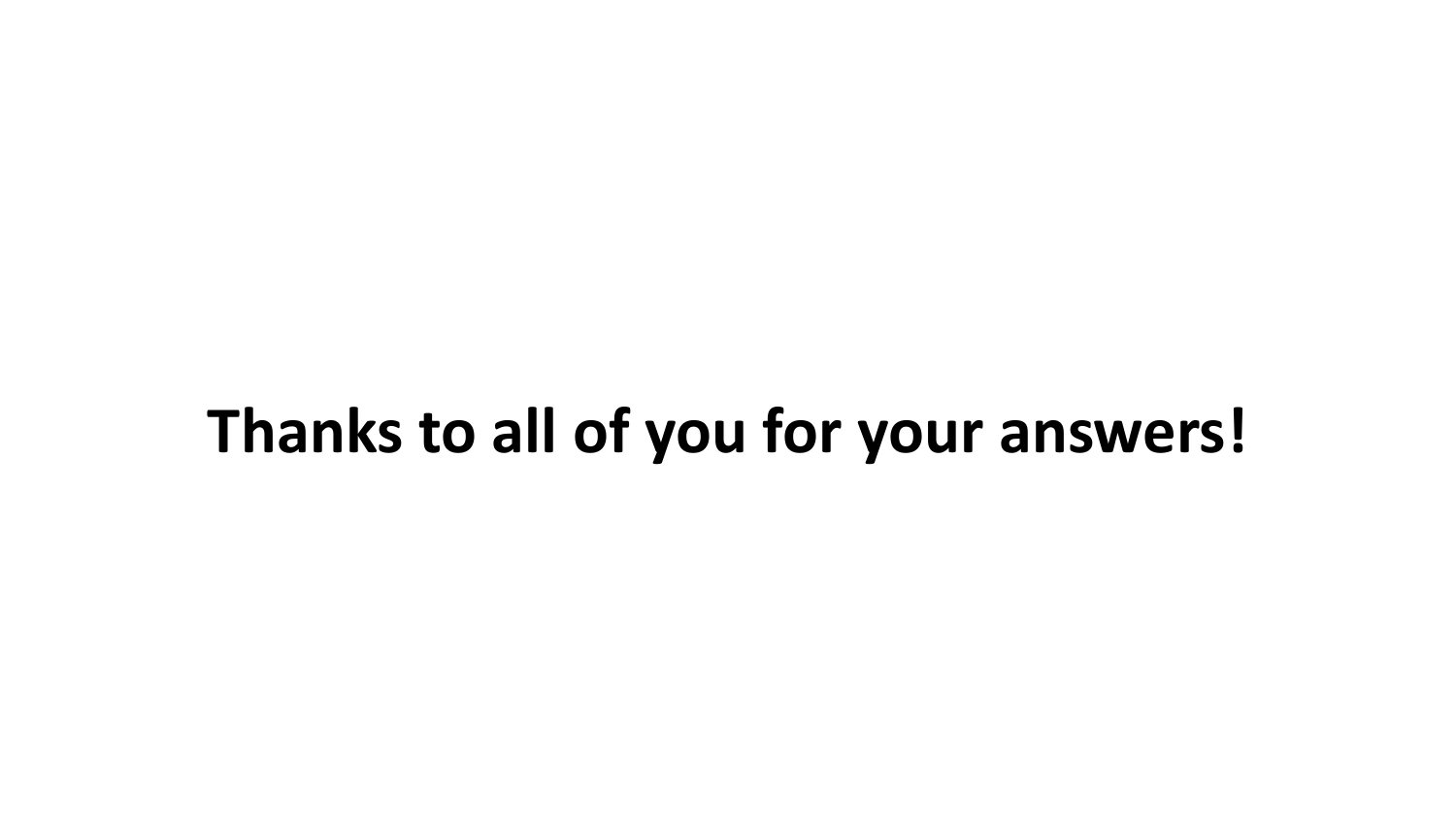**Thanks to all of you for your answers!**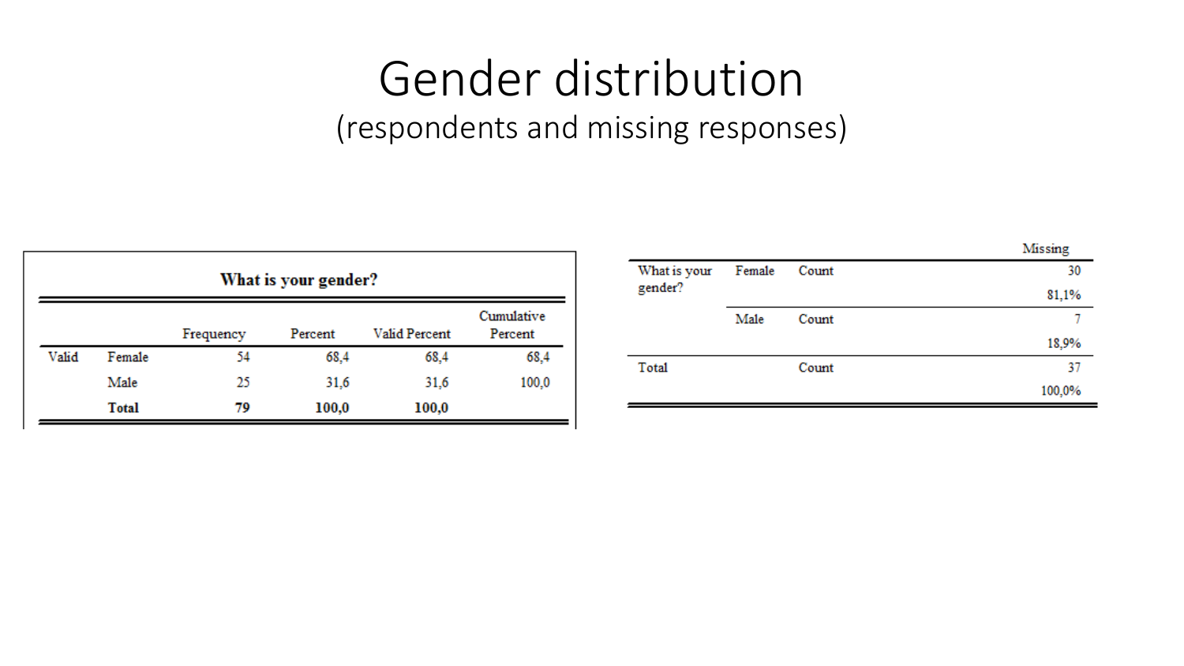# Gender distribution

(respondents and missing responses)

**What is your gender?**

| | | Frequency | Percent | Valid Percent | Cumulative Percent |
|---|---|---|---|---|---|
| Valid | Female | 54 | 68,4 | 68,4 | 68,4 |
| | Male | 25 | 31,6 | 31,6 | 100,0 |
| | **Total** | **79** | **100,0** | **100,0** | |

| | | | Missing |
|---|---|---|---|
| What is your gender? | Female | Count | 30 |
| | | | 81,1% |
| | Male | Count | 7 |
| | | | 18,9% |
| Total | | Count | 37 |
| | | | 100,0% |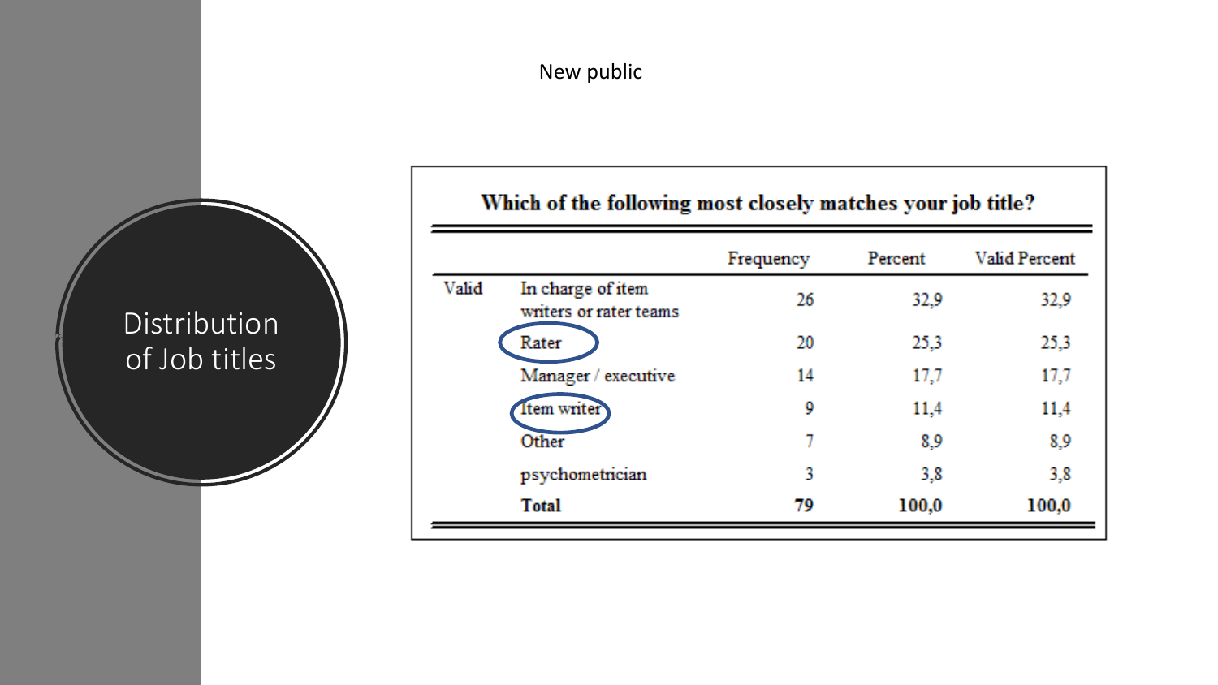# Distribution of Job titles

New public

**Which of the following most closely matches your job title?**

| | | Frequency | Percent | Valid Percent |
|---|---|---|---|---|
| Valid | In charge of item writers or rater teams | 26 | 32,9 | 32,9 |
| | Rater | 20 | 25,3 | 25,3 |
| | Manager / executive | 14 | 17,7 | 17,7 |
| | Item writer | 9 | 11,4 | 11,4 |
| | Other | 7 | 8,9 | 8,9 |
| | psychometrician | 3 | 3,8 | 3,8 |
| | **Total** | **79** | **100,0** | **100,0** |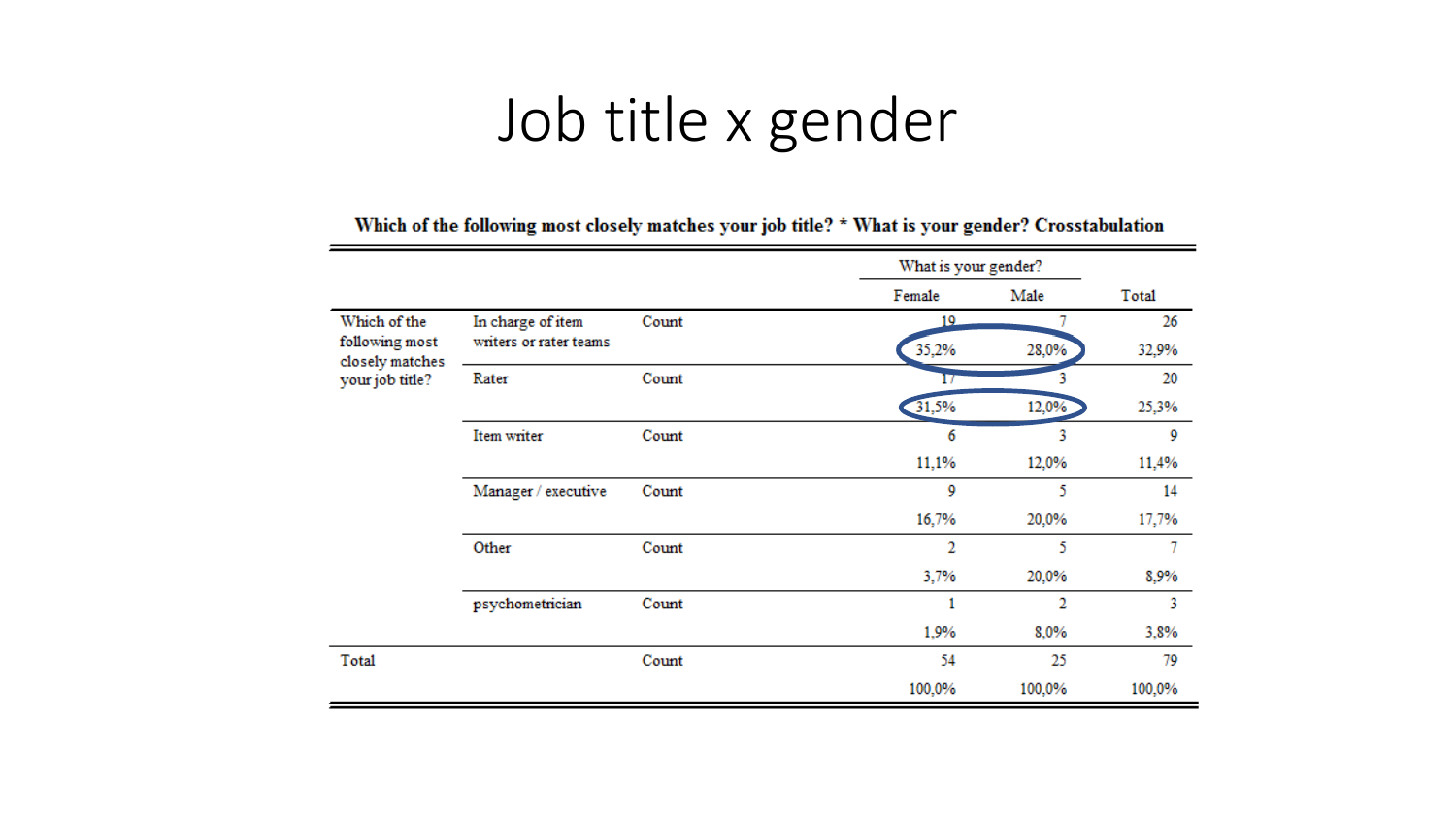# Job title x gender

**Which of the following most closely matches your job title? * What is your gender? Crosstabulation**

| | | | What is your gender? | | |
|---|---|---|---|---|---|
| | | | Female | Male | Total |
| Which of the following most closely matches your job title? | In charge of item writers or rater teams | Count | 19 | 7 | 26 |
| | | | 35,2% | 28,0% | 32,9% |
| | Rater | Count | 17 | 3 | 20 |
| | | | 31,5% | 12,0% | 25,3% |
| | Item writer | Count | 6 | 3 | 9 |
| | | | 11,1% | 12,0% | 11,4% |
| | Manager / executive | Count | 9 | 5 | 14 |
| | | | 16,7% | 20,0% | 17,7% |
| | Other | Count | 2 | 5 | 7 |
| | | | 3,7% | 20,0% | 8,9% |
| | psychometrician | Count | 1 | 2 | 3 |
| | | | 1,9% | 8,0% | 3,8% |
| Total | | Count | 54 | 25 | 79 |
| | | | 100,0% | 100,0% | 100,0% |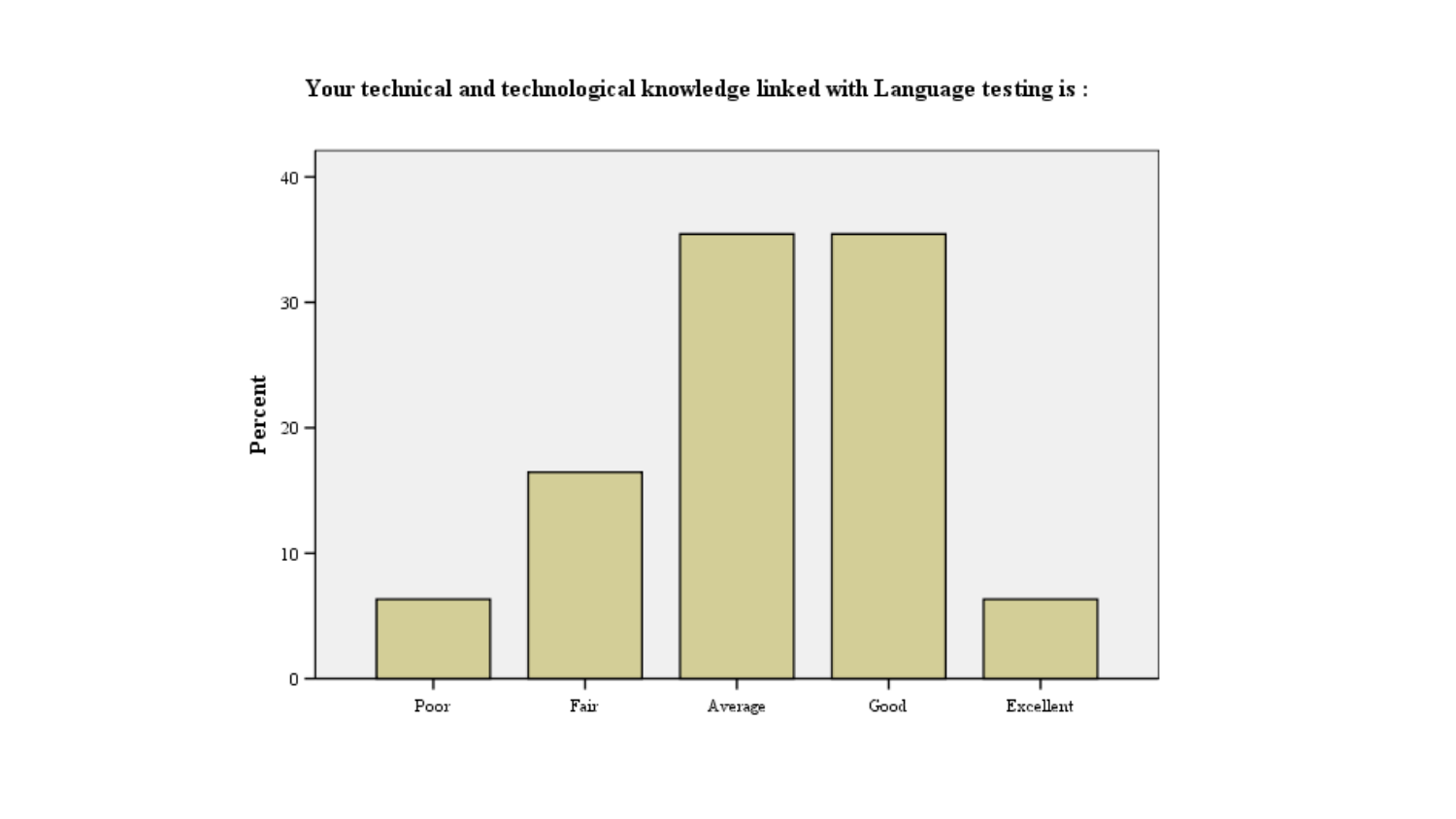**Your technical and technological knowledge linked with Language testing is :**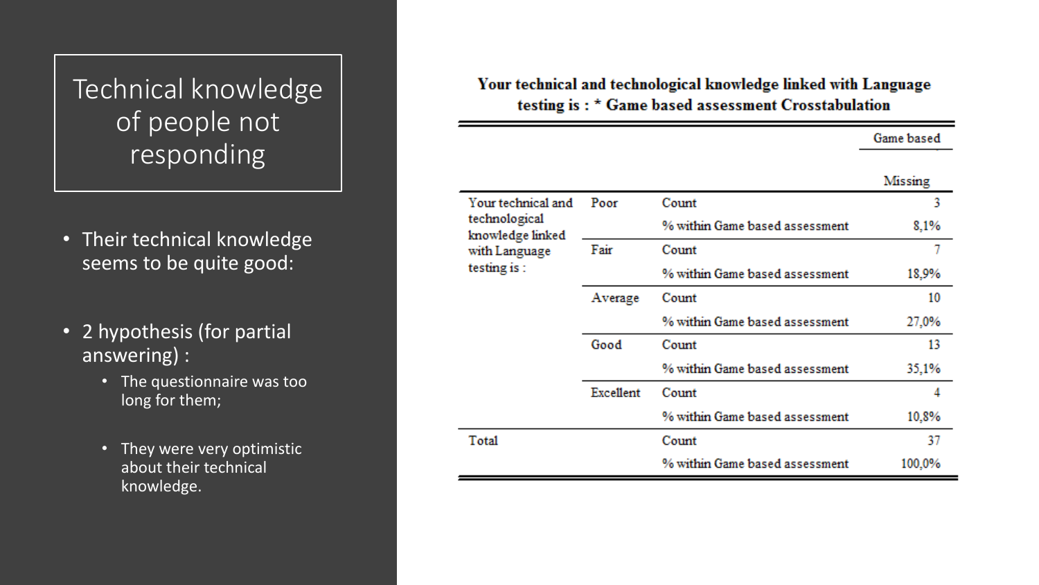# Technical knowledge of people not responding

- Their technical knowledge seems to be quite good:
- 2 hypothesis (for partial answering) :
  - The questionnaire was too long for them;
  - They were very optimistic about their technical knowledge.

**Your technical and technological knowledge linked with Language testing is : * Game based assessment Crosstabulation**

| | | | Game based |
|---|---|---|---|
| | | | Missing |
| Your technical and technological knowledge linked with Language testing is : | Poor | Count | 3 |
| | | % within Game based assessment | 8,1% |
| | Fair | Count | 7 |
| | | % within Game based assessment | 18,9% |
| | Average | Count | 10 |
| | | % within Game based assessment | 27,0% |
| | Good | Count | 13 |
| | | % within Game based assessment | 35,1% |
| | Excellent | Count | 4 |
| | | % within Game based assessment | 10,8% |
| Total | | Count | 37 |
| | | % within Game based assessment | 100,0% |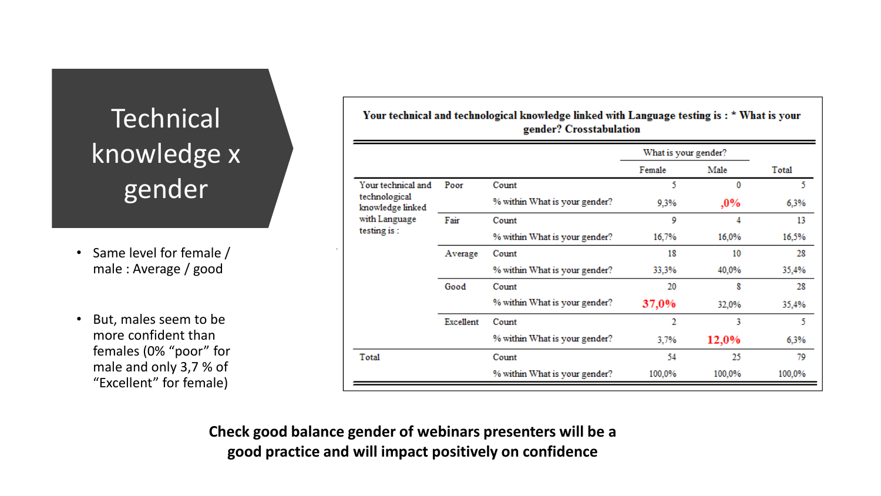# Technical knowledge x gender

- Same level for female / male : Average / good
- But, males seem to be more confident than females (0% "poor" for male and only 3,7 % of "Excellent" for female)

**Your technical and technological knowledge linked with Language testing is : * What is your gender? Crosstabulation**

| | | | What is your gender? | | |
|---|---|---|---|---|---|
| | | | Female | Male | Total |
| Your technical and technological knowledge linked with Language testing is : | Poor | Count | 5 | 0 | 5 |
| | | % within What is your gender? | 9,3% | ,0% | 6,3% |
| | Fair | Count | 9 | 4 | 13 |
| | | % within What is your gender? | 16,7% | 16,0% | 16,5% |
| | Average | Count | 18 | 10 | 28 |
| | | % within What is your gender? | 33,3% | 40,0% | 35,4% |
| | Good | Count | 20 | 8 | 28 |
| | | % within What is your gender? | 37,0% | 32,0% | 35,4% |
| | Excellent | Count | 2 | 3 | 5 |
| | | % within What is your gender? | 3,7% | 12,0% | 6,3% |
| Total | | Count | 54 | 25 | 79 |
| | | % within What is your gender? | 100,0% | 100,0% | 100,0% |

**Check good balance gender of webinars presenters will be a good practice and will impact positively on confidence**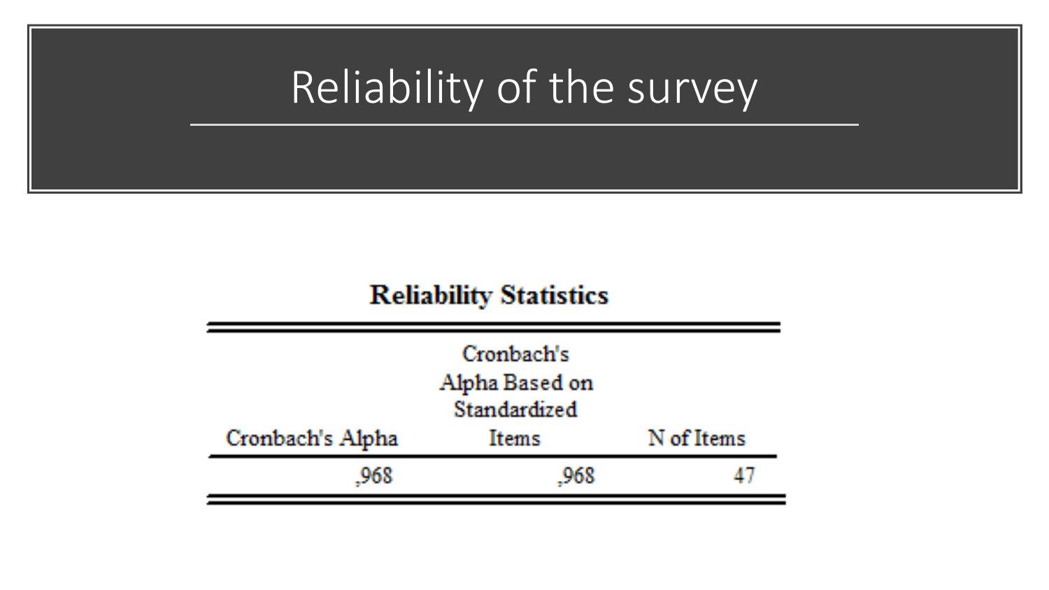# Reliability of the survey

**Reliability Statistics**

| Cronbach's Alpha | Cronbach's Alpha Based on Standardized Items | N of Items |
|---|---|---|
| ,968 | ,968 | 47 |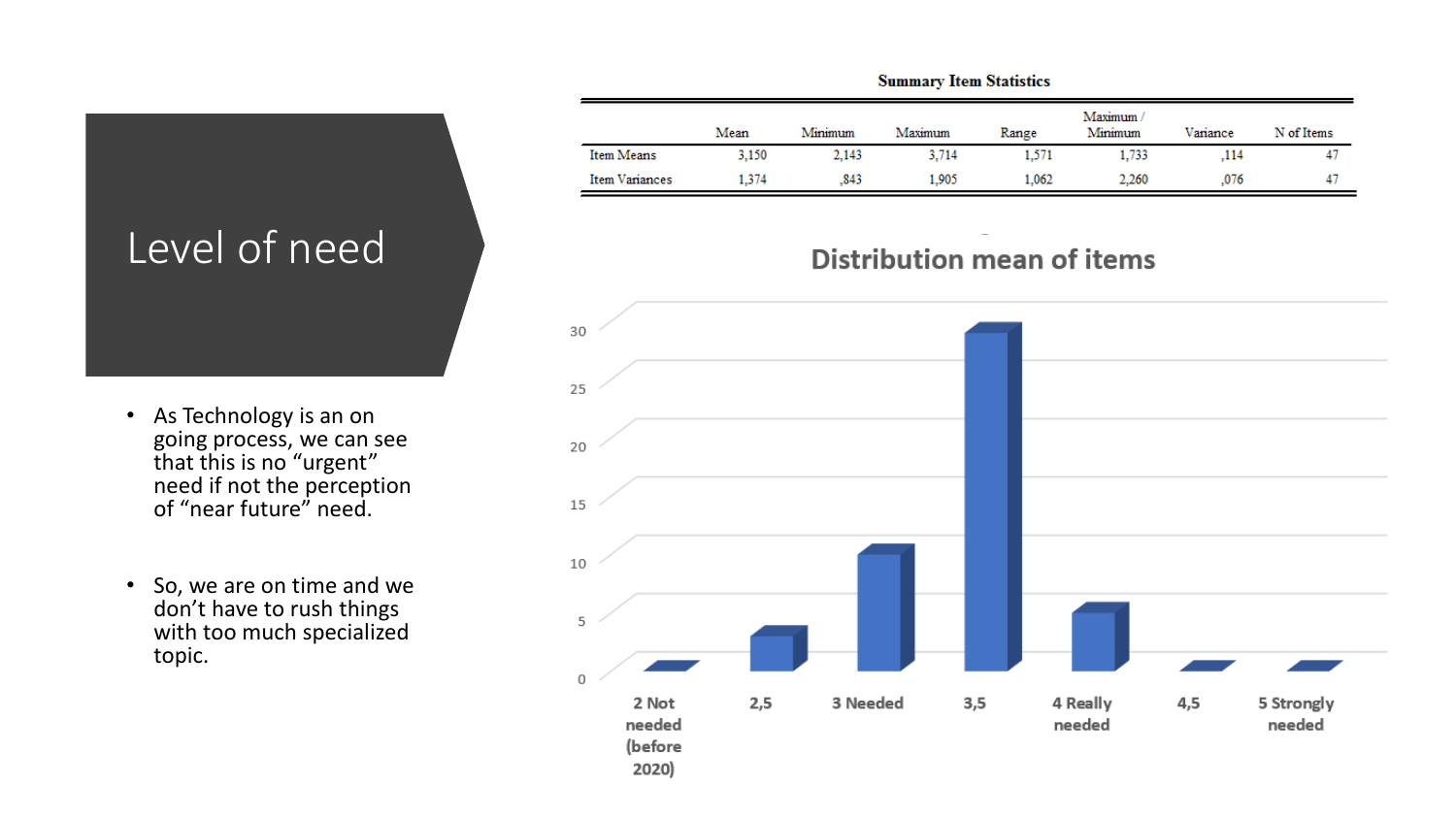# Level of need

- As Technology is an on going process, we can see that this is no “urgent” need if not the perception of “near future” need.
- So, we are on time and we don’t have to rush things with too much specialized topic.

**Summary Item Statistics**

| | Mean | Minimum | Maximum | Range | Maximum / Minimum | Variance | N of Items |
|---|---|---|---|---|---|---|---|
| Item Means | 3,150 | 2,143 | 3,714 | 1,571 | 1,733 | ,114 | 47 |
| Item Variances | 1,374 | ,843 | 1,905 | 1,062 | 2,260 | ,076 | 47 |

**Distribution mean of items**

| Category | Count |
|---|---|
| 2 Not needed (before 2020) | 0 |
| 2,5 | 3 |
| 3 Needed | 10 |
| 3,5 | 29 |
| 4 Really needed | 5 |
| 4,5 | 0 |
| 5 Strongly needed | 0 |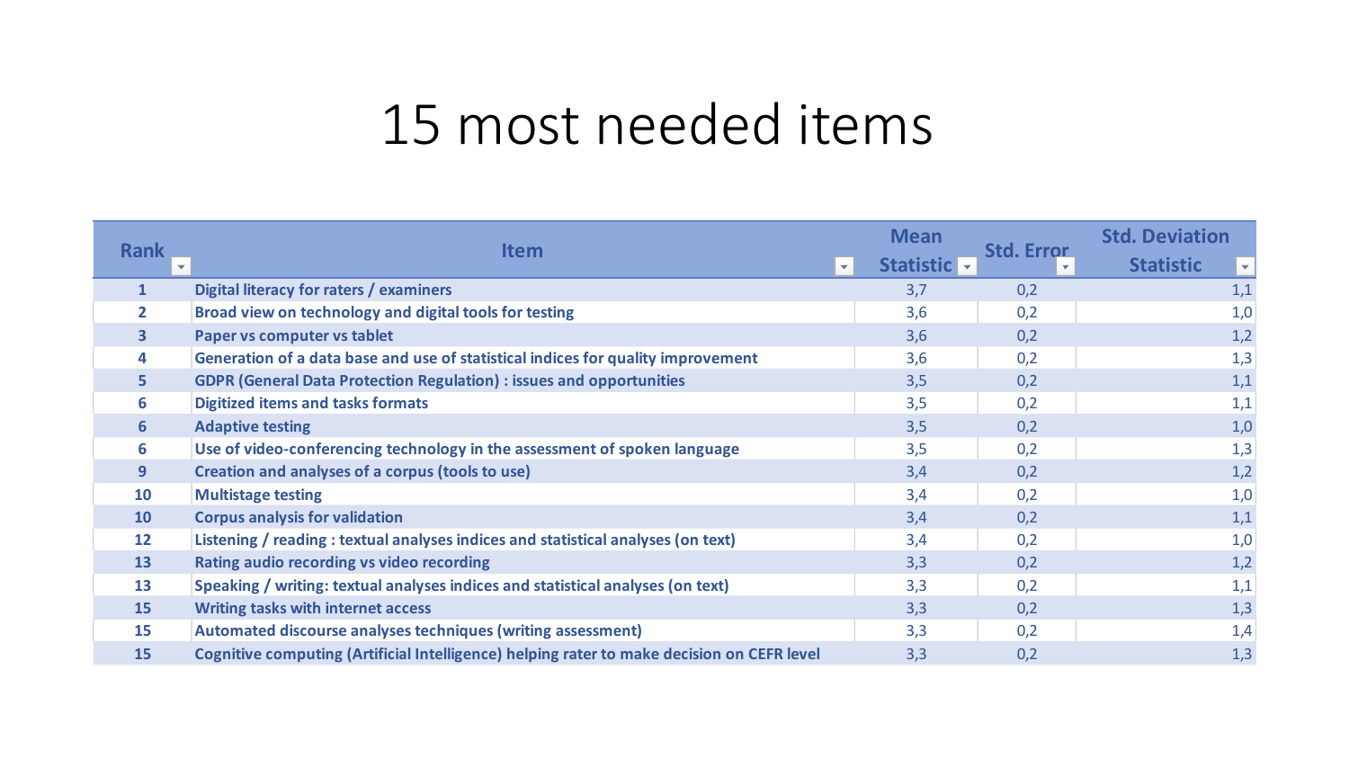# 15 most needed items

| Rank | Item | Mean Statistic | Std. Error | Std. Deviation Statistic |
|---|---|---|---|---|
| 1 | Digital literacy for raters / examiners | 3,7 | 0,2 | 1,1 |
| 2 | Broad view on technology and digital tools for testing | 3,6 | 0,2 | 1,0 |
| 3 | Paper vs computer vs tablet | 3,6 | 0,2 | 1,2 |
| 4 | Generation of a data base and use of statistical indices for quality improvement | 3,6 | 0,2 | 1,3 |
| 5 | GDPR (General Data Protection Regulation) : issues and opportunities | 3,5 | 0,2 | 1,1 |
| 6 | Digitized items and tasks formats | 3,5 | 0,2 | 1,1 |
| 6 | Adaptive testing | 3,5 | 0,2 | 1,0 |
| 6 | Use of video-conferencing technology in the assessment of spoken language | 3,5 | 0,2 | 1,3 |
| 9 | Creation and analyses of a corpus (tools to use) | 3,4 | 0,2 | 1,2 |
| 10 | Multistage testing | 3,4 | 0,2 | 1,0 |
| 10 | Corpus analysis for validation | 3,4 | 0,2 | 1,1 |
| 12 | Listening / reading : textual analyses indices and statistical analyses (on text) | 3,4 | 0,2 | 1,0 |
| 13 | Rating audio recording vs video recording | 3,3 | 0,2 | 1,2 |
| 13 | Speaking / writing: textual analyses indices and statistical analyses (on text) | 3,3 | 0,2 | 1,1 |
| 15 | Writing tasks with internet access | 3,3 | 0,2 | 1,3 |
| 15 | Automated discourse analyses techniques (writing assessment) | 3,3 | 0,2 | 1,4 |
| 15 | Cognitive computing (Artificial Intelligence) helping rater to make decision on CEFR level | 3,3 | 0,2 | 1,3 |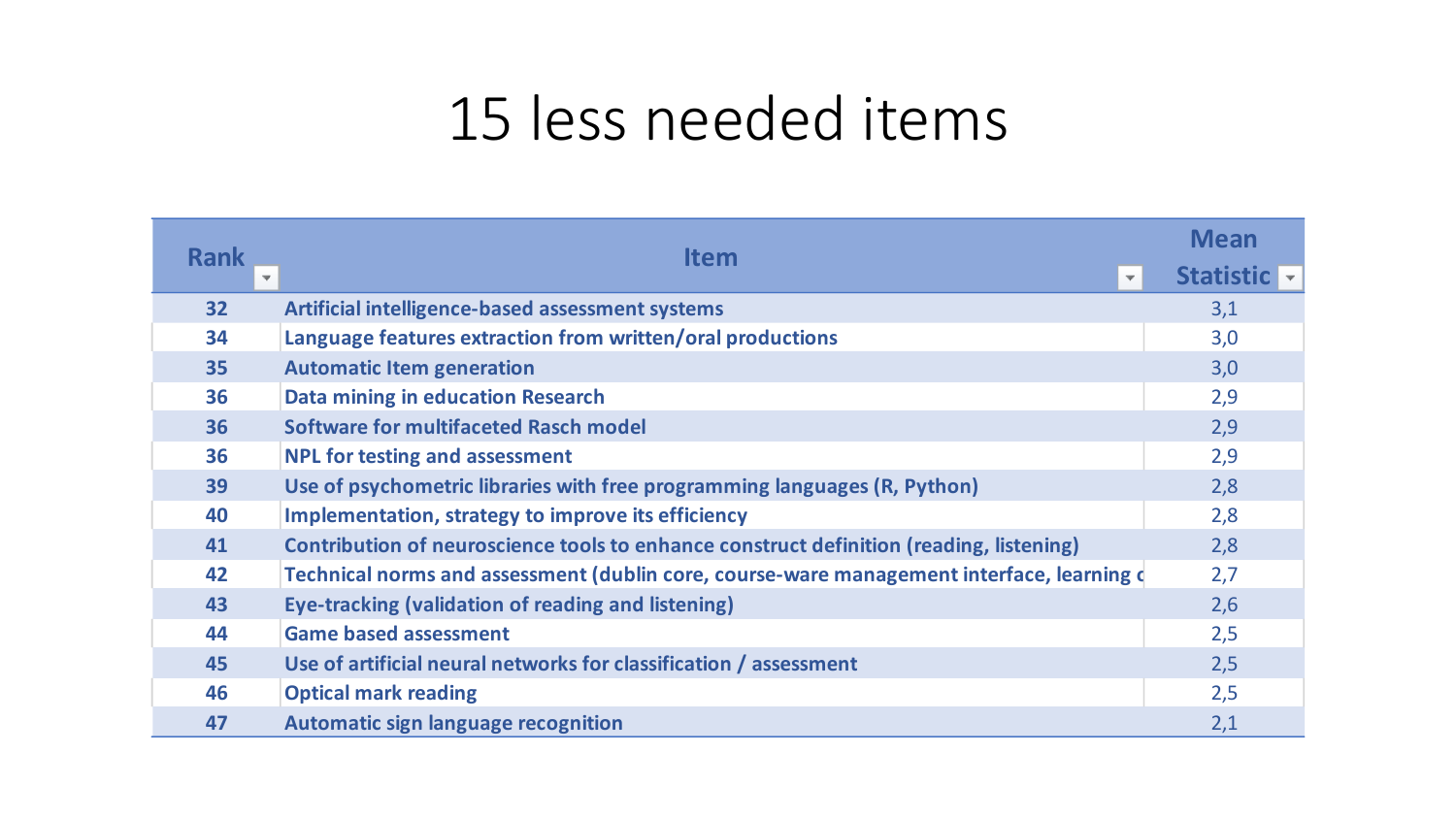# 15 less needed items

| Rank | Item | Mean Statistic |
|---|---|---|
| 32 | Artificial intelligence-based assessment systems | 3,1 |
| 34 | Language features extraction from written/oral productions | 3,0 |
| 35 | Automatic Item generation | 3,0 |
| 36 | Data mining in education Research | 2,9 |
| 36 | Software for multifaceted Rasch model | 2,9 |
| 36 | NPL for testing and assessment | 2,9 |
| 39 | Use of psychometric libraries with free programming languages (R, Python) | 2,8 |
| 40 | Implementation, strategy to improve its efficiency | 2,8 |
| 41 | Contribution of neuroscience tools to enhance construct definition (reading, listening) | 2,8 |
| 42 | Technical norms and assessment (dublin core, course-ware management interface, learning c | 2,7 |
| 43 | Eye-tracking (validation of reading and listening) | 2,6 |
| 44 | Game based assessment | 2,5 |
| 45 | Use of artificial neural networks for classification / assessment | 2,5 |
| 46 | Optical mark reading | 2,5 |
| 47 | Automatic sign language recognition | 2,1 |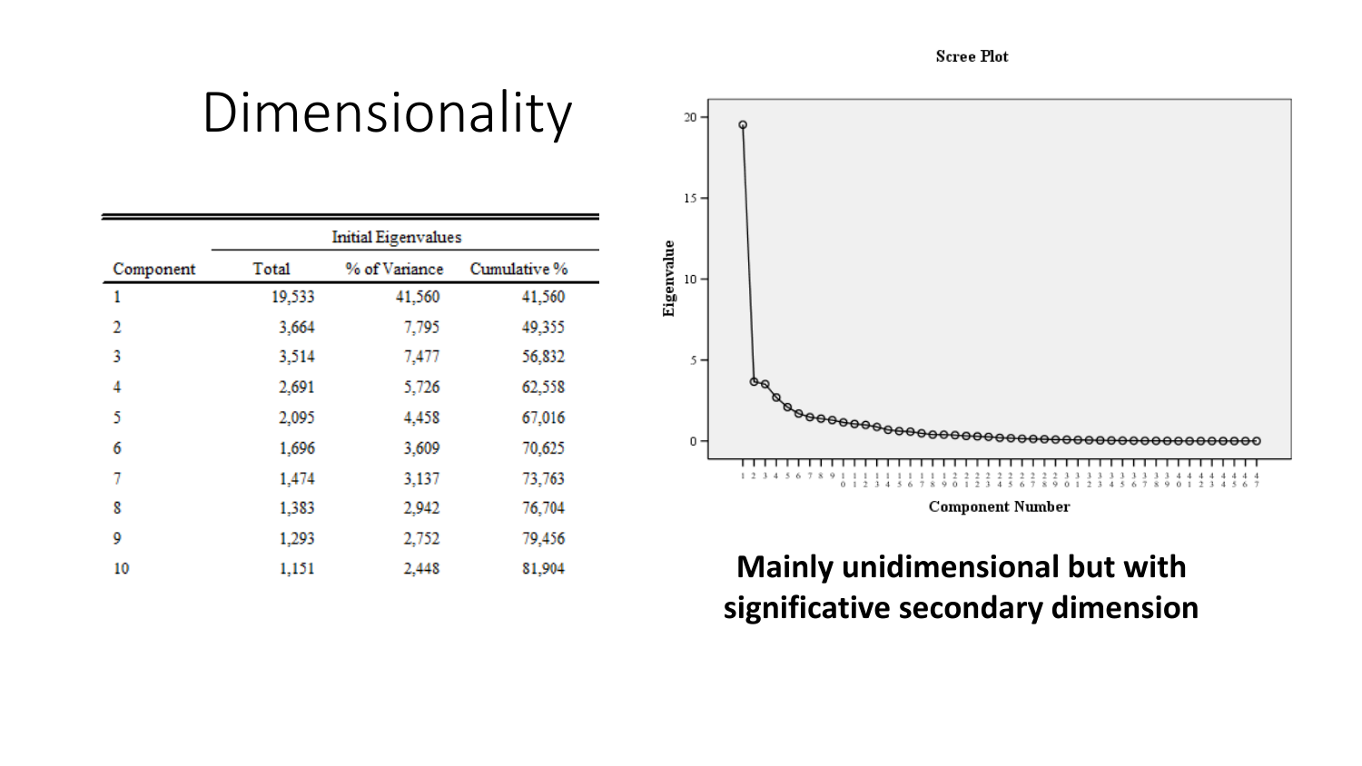# Dimensionality

| Component | Initial Eigenvalues | | |
|---|---|---|---|
| | Total | % of Variance | Cumulative % |
| 1 | 19,533 | 41,560 | 41,560 |
| 2 | 3,664 | 7,795 | 49,355 |
| 3 | 3,514 | 7,477 | 56,832 |
| 4 | 2,691 | 5,726 | 62,558 |
| 5 | 2,095 | 4,458 | 67,016 |
| 6 | 1,696 | 3,609 | 70,625 |
| 7 | 1,474 | 3,137 | 73,763 |
| 8 | 1,383 | 2,942 | 76,704 |
| 9 | 1,293 | 2,752 | 79,456 |
| 10 | 1,151 | 2,448 | 81,904 |

Scree Plot

**Mainly unidimensional but with significative secondary dimension**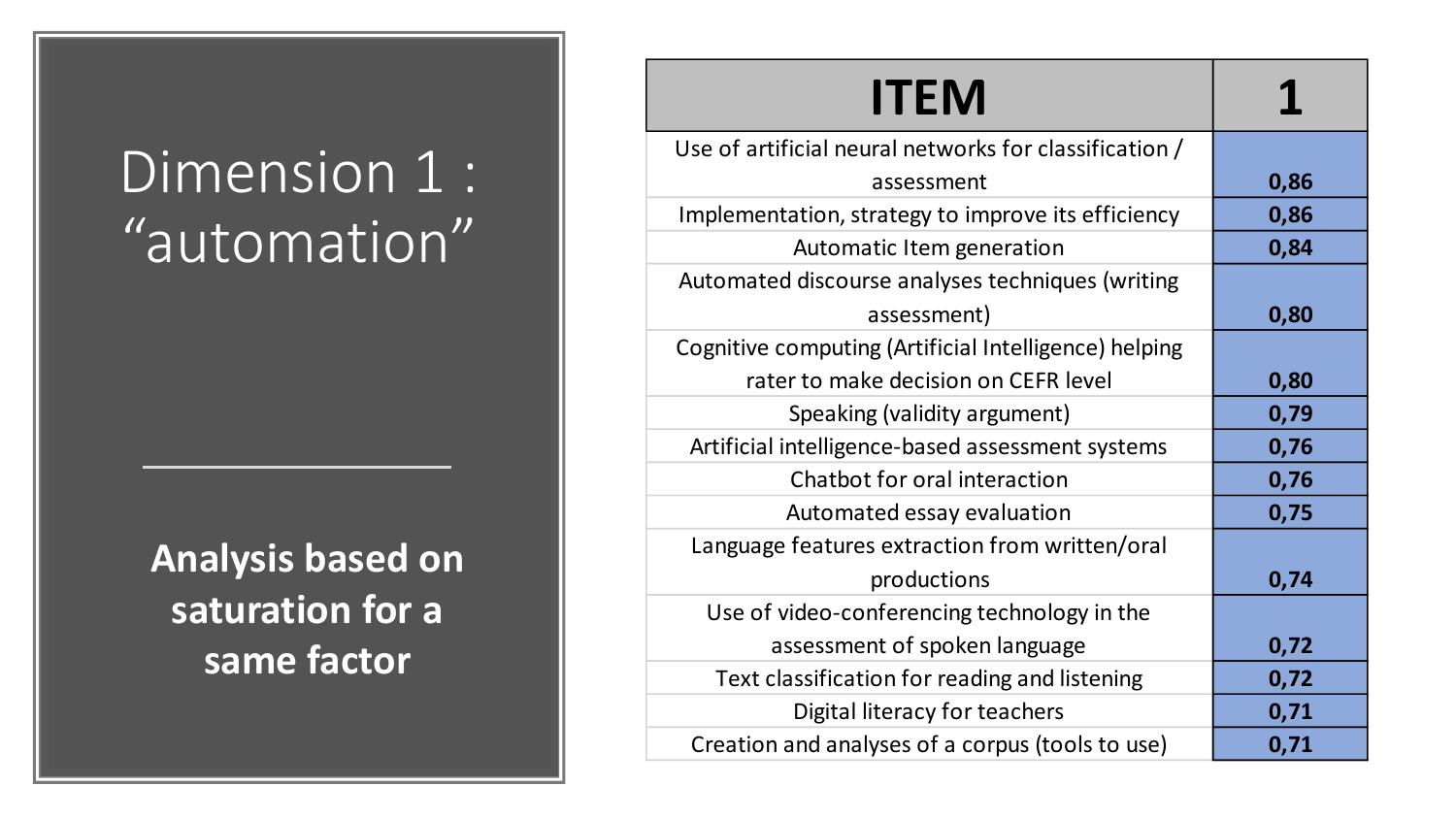# Dimension 1 : "automation"

**Analysis based on saturation for a same factor**

| ITEM | 1 |
|---|---|
| Use of artificial neural networks for classification / assessment | 0,86 |
| Implementation, strategy to improve its efficiency | 0,86 |
| Automatic Item generation | 0,84 |
| Automated discourse analyses techniques (writing assessment) | 0,80 |
| Cognitive computing (Artificial Intelligence) helping rater to make decision on CEFR level | 0,80 |
| Speaking (validity argument) | 0,79 |
| Artificial intelligence-based assessment systems | 0,76 |
| Chatbot for oral interaction | 0,76 |
| Automated essay evaluation | 0,75 |
| Language features extraction from written/oral productions | 0,74 |
| Use of video-conferencing technology in the assessment of spoken language | 0,72 |
| Text classification for reading and listening | 0,72 |
| Digital literacy for teachers | 0,71 |
| Creation and analyses of a corpus (tools to use) | 0,71 |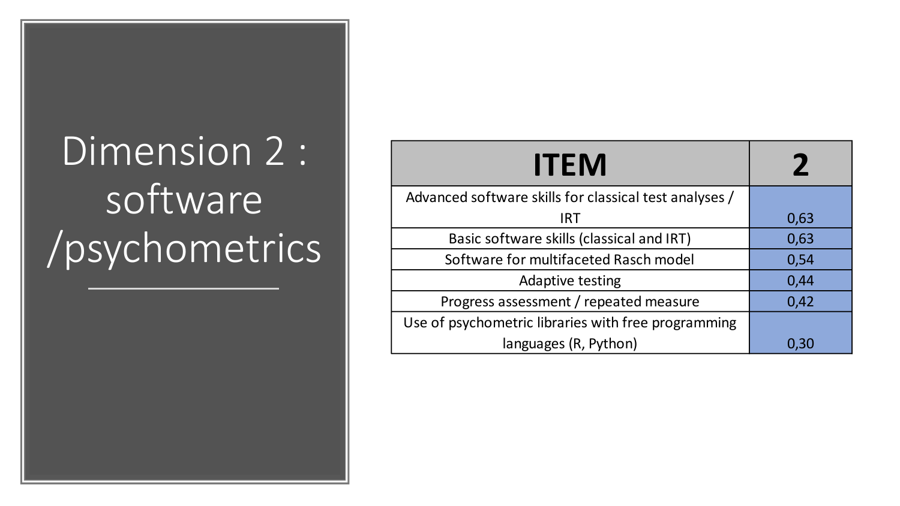# Dimension 2 : software /psychometrics

| ITEM | 2 |
| --- | --- |
| Advanced software skills for classical test analyses / IRT | 0,63 |
| Basic software skills (classical and IRT) | 0,63 |
| Software for multifaceted Rasch model | 0,54 |
| Adaptive testing | 0,44 |
| Progress assessment / repeated measure | 0,42 |
| Use of psychometric libraries with free programming languages (R, Python) | 0,30 |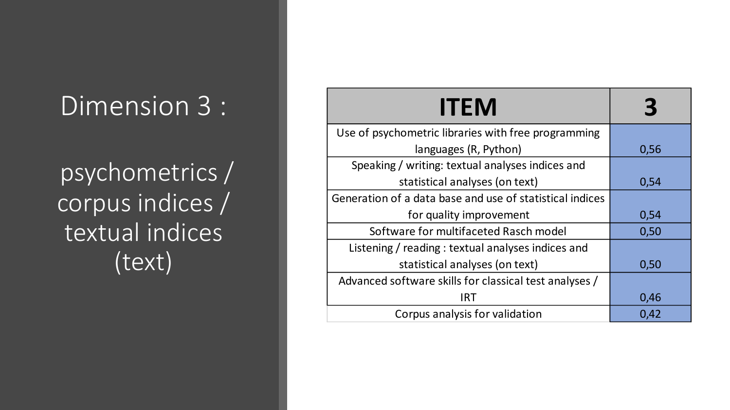# Dimension 3 :

## psychometrics / corpus indices / textual indices (text)

| ITEM | 3 |
|---|---|
| Use of psychometric libraries with free programming languages (R, Python) | 0,56 |
| Speaking / writing: textual analyses indices and statistical analyses (on text) | 0,54 |
| Generation of a data base and use of statistical indices for quality improvement | 0,54 |
| Software for multifaceted Rasch model | 0,50 |
| Listening / reading : textual analyses indices and statistical analyses (on text) | 0,50 |
| Advanced software skills for classical test analyses / IRT | 0,46 |
| Corpus analysis for validation | 0,42 |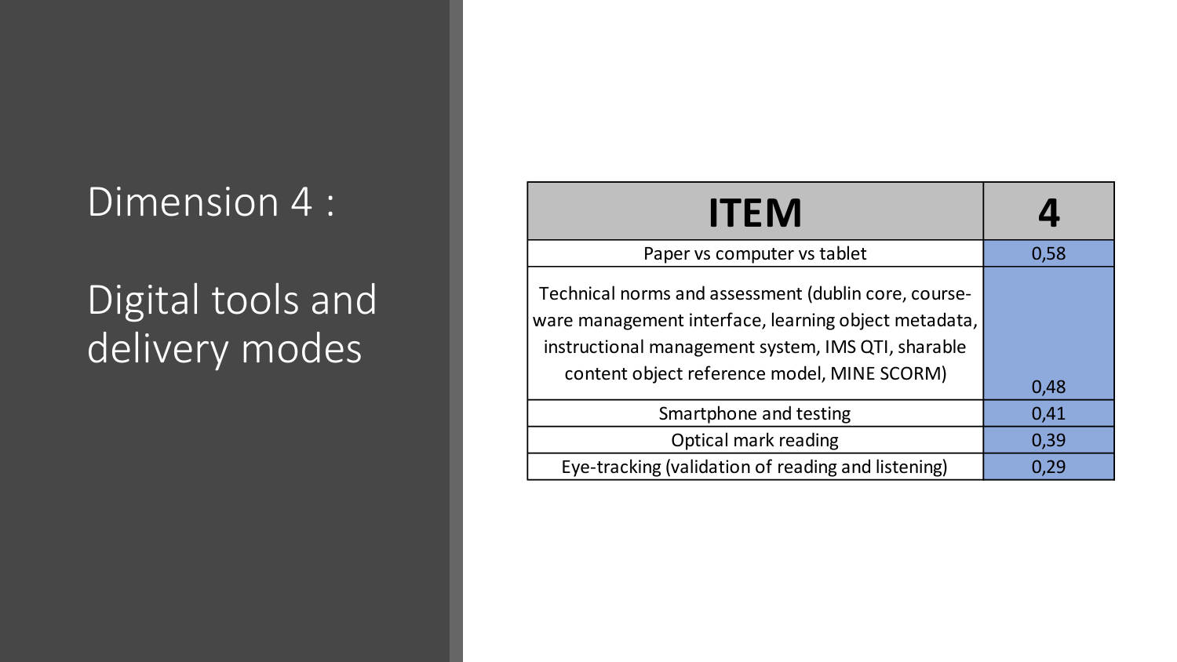# Dimension 4 :

## Digital tools and delivery modes

| ITEM | 4 |
| --- | --- |
| Paper vs computer vs tablet | 0,58 |
| Technical norms and assessment (dublin core, course-ware management interface, learning object metadata, instructional management system, IMS QTI, sharable content object reference model, MINE SCORM) | 0,48 |
| Smartphone and testing | 0,41 |
| Optical mark reading | 0,39 |
| Eye-tracking (validation of reading and listening) | 0,29 |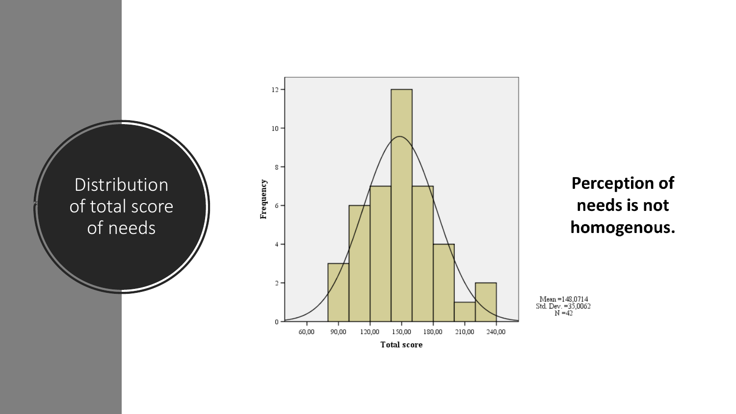# Distribution of total score of needs

Mean =148,0714
Std. Dev. =35,0062
N =42

**Perception of needs is not homogenous.**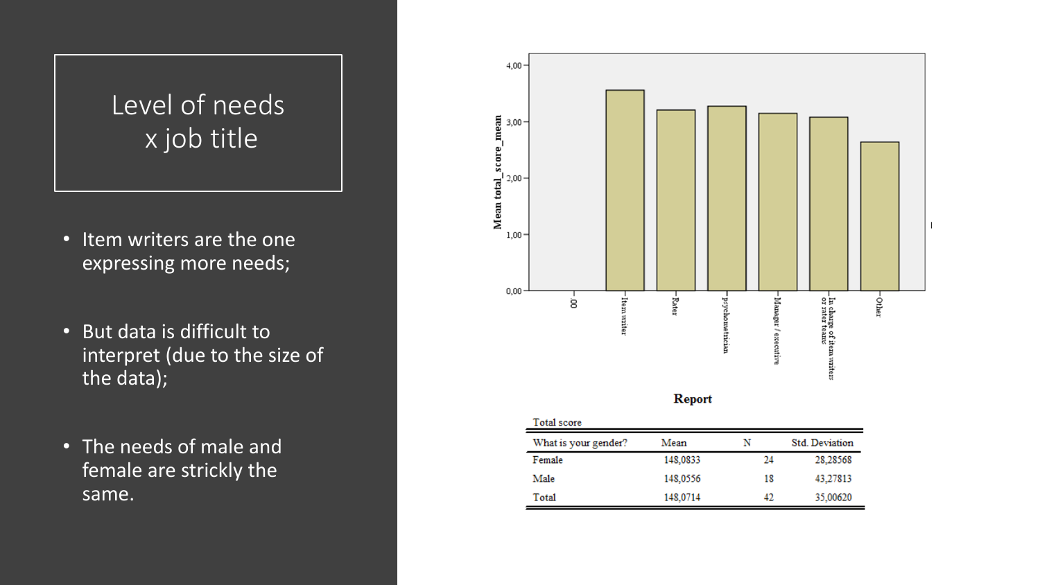# Level of needs x job title

- Item writers are the one expressing more needs;
- But data is difficult to interpret (due to the size of the data);
- The needs of male and female are strickly the same.

**Report**

Total score

| What is your gender? | Mean | N | Std. Deviation |
|---|---|---|---|
| Female | 148,0833 | 24 | 28,28568 |
| Male | 148,0556 | 18 | 43,27813 |
| Total | 148,0714 | 42 | 35,00620 |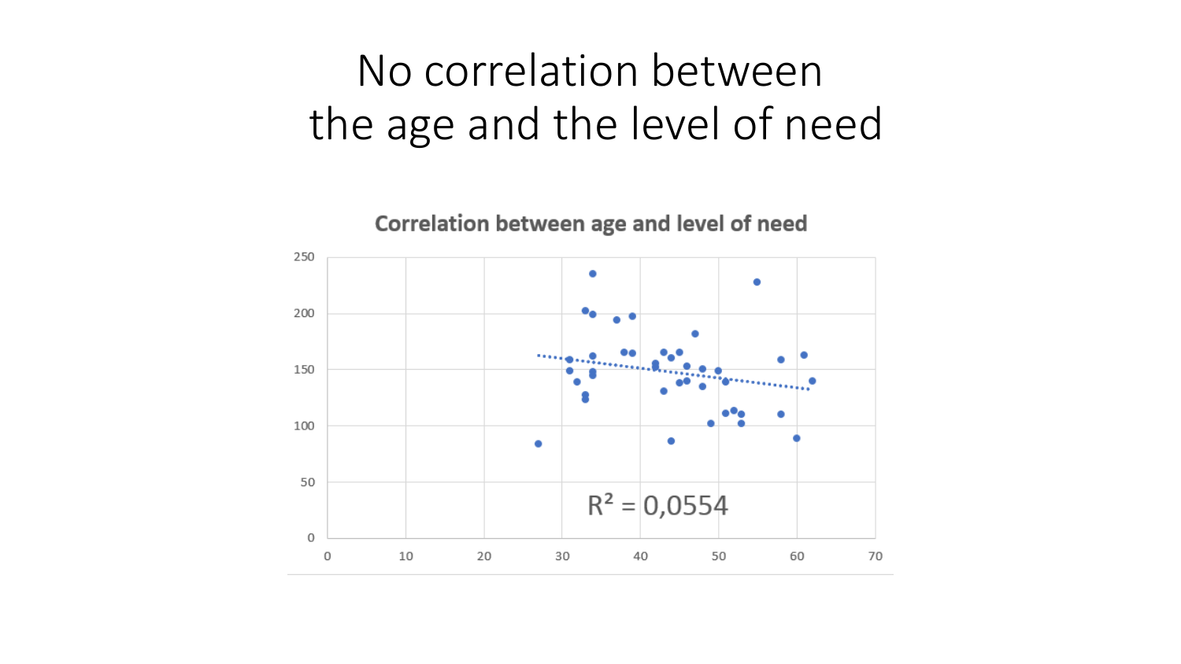# No correlation between the age and the level of need

**Correlation between age and level of need**

$R^2 = 0{,}0554$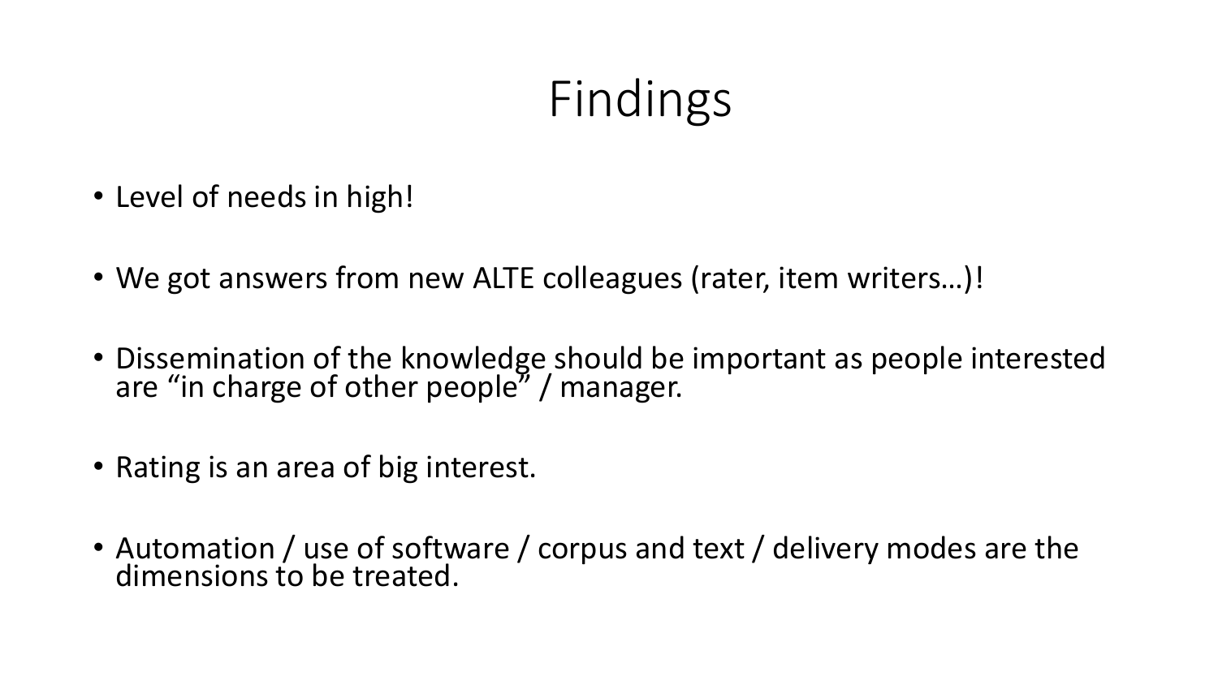# Findings

- Level of needs in high!
- We got answers from new ALTE colleagues (rater, item writers…)!
- Dissemination of the knowledge should be important as people interested are "in charge of other people" / manager.
- Rating is an area of big interest.
- Automation / use of software / corpus and text / delivery modes are the dimensions to be treated.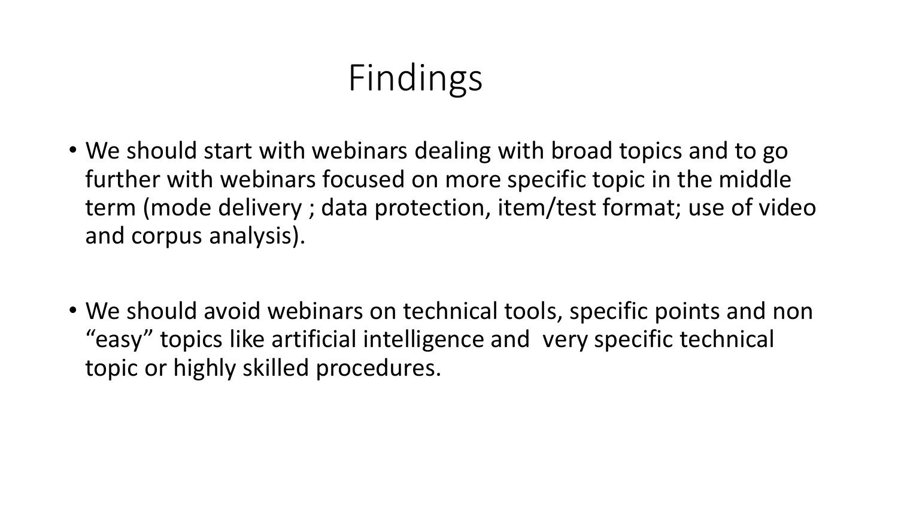# Findings

- We should start with webinars dealing with broad topics and to go further with webinars focused on more specific topic in the middle term (mode delivery ; data protection, item/test format; use of video and corpus analysis).

- We should avoid webinars on technical tools, specific points and non "easy" topics like artificial intelligence and very specific technical topic or highly skilled procedures.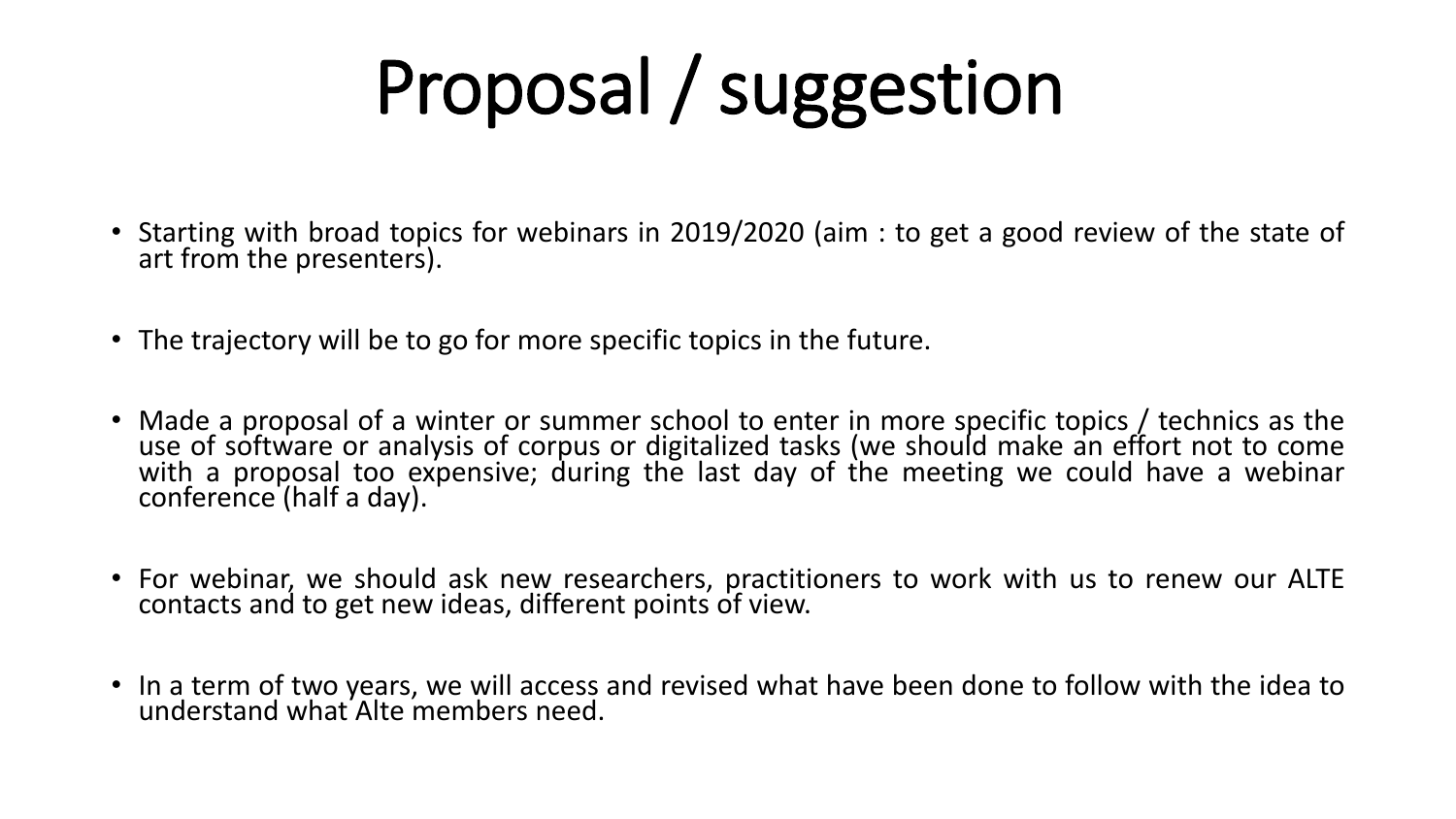# Proposal / suggestion

- Starting with broad topics for webinars in 2019/2020 (aim : to get a good review of the state of art from the presenters).
- The trajectory will be to go for more specific topics in the future.
- Made a proposal of a winter or summer school to enter in more specific topics / technics as the use of software or analysis of corpus or digitalized tasks (we should make an effort not to come with a proposal too expensive; during the last day of the meeting we could have a webinar conference (half a day).
- For webinar, we should ask new researchers, practitioners to work with us to renew our ALTE contacts and to get new ideas, different points of view.
- In a term of two years, we will access and revised what have been done to follow with the idea to understand what Alte members need.